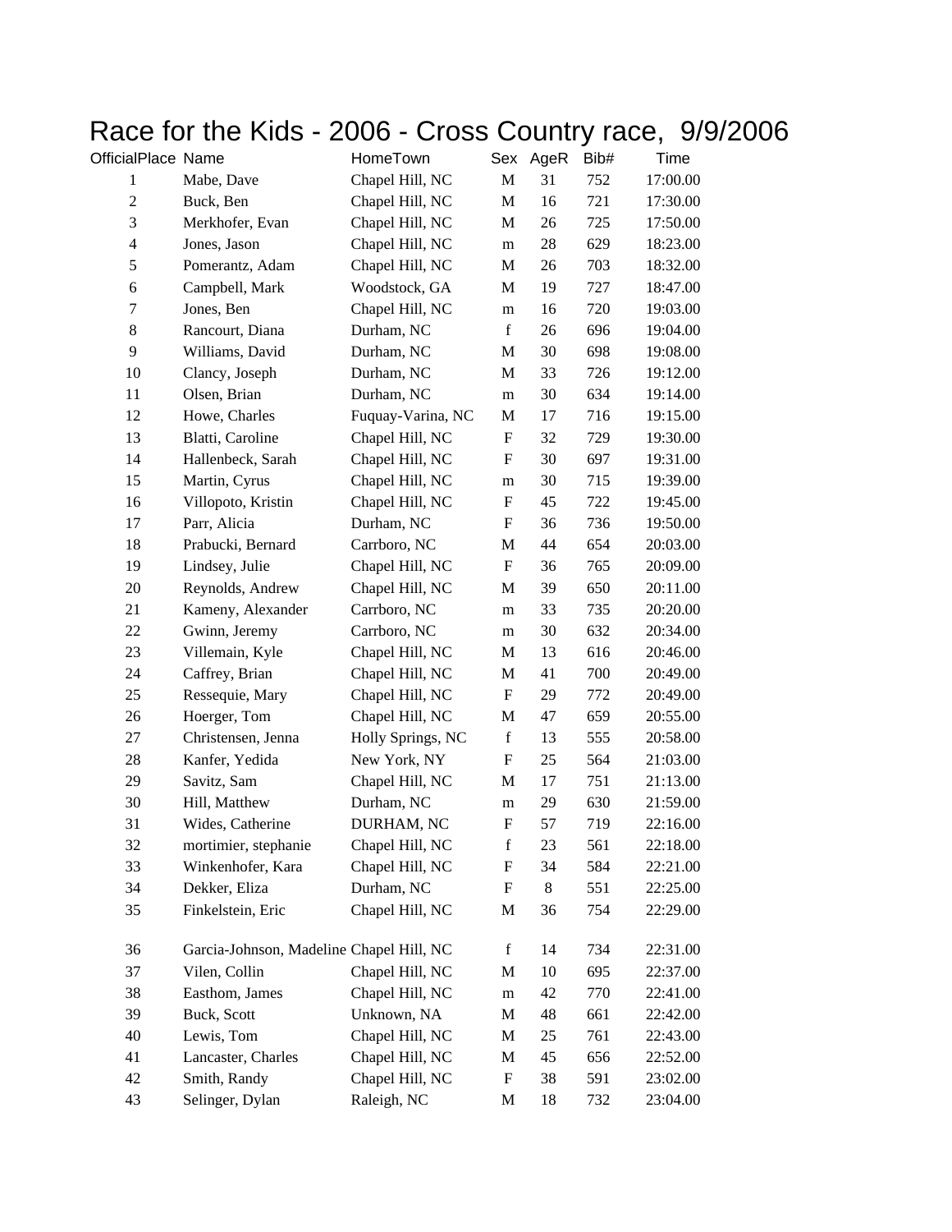# Race for the Kids - 2006 - Cross Country race, 9/9/2006

| OfficialPlace | Name | HomeTown | Sex | AgeR | Bib# | Time |
|---|---|---|---|---|---|---|
| 1 | Mabe, Dave | Chapel Hill, NC | M | 31 | 752 | 17:00.00 |
| 2 | Buck, Ben | Chapel Hill, NC | M | 16 | 721 | 17:30.00 |
| 3 | Merkhofer, Evan | Chapel Hill, NC | M | 26 | 725 | 17:50.00 |
| 4 | Jones, Jason | Chapel Hill, NC | m | 28 | 629 | 18:23.00 |
| 5 | Pomerantz, Adam | Chapel Hill, NC | M | 26 | 703 | 18:32.00 |
| 6 | Campbell, Mark | Woodstock, GA | M | 19 | 727 | 18:47.00 |
| 7 | Jones, Ben | Chapel Hill, NC | m | 16 | 720 | 19:03.00 |
| 8 | Rancourt, Diana | Durham, NC | f | 26 | 696 | 19:04.00 |
| 9 | Williams, David | Durham, NC | M | 30 | 698 | 19:08.00 |
| 10 | Clancy, Joseph | Durham, NC | M | 33 | 726 | 19:12.00 |
| 11 | Olsen, Brian | Durham, NC | m | 30 | 634 | 19:14.00 |
| 12 | Howe, Charles | Fuquay-Varina, NC | M | 17 | 716 | 19:15.00 |
| 13 | Blatti, Caroline | Chapel Hill, NC | F | 32 | 729 | 19:30.00 |
| 14 | Hallenbeck, Sarah | Chapel Hill, NC | F | 30 | 697 | 19:31.00 |
| 15 | Martin, Cyrus | Chapel Hill, NC | m | 30 | 715 | 19:39.00 |
| 16 | Villopoto, Kristin | Chapel Hill, NC | F | 45 | 722 | 19:45.00 |
| 17 | Parr, Alicia | Durham, NC | F | 36 | 736 | 19:50.00 |
| 18 | Prabucki, Bernard | Carrboro, NC | M | 44 | 654 | 20:03.00 |
| 19 | Lindsey, Julie | Chapel Hill, NC | F | 36 | 765 | 20:09.00 |
| 20 | Reynolds, Andrew | Chapel Hill, NC | M | 39 | 650 | 20:11.00 |
| 21 | Kameny, Alexander | Carrboro, NC | m | 33 | 735 | 20:20.00 |
| 22 | Gwinn, Jeremy | Carrboro, NC | m | 30 | 632 | 20:34.00 |
| 23 | Villemain, Kyle | Chapel Hill, NC | M | 13 | 616 | 20:46.00 |
| 24 | Caffrey, Brian | Chapel Hill, NC | M | 41 | 700 | 20:49.00 |
| 25 | Ressequie, Mary | Chapel Hill, NC | F | 29 | 772 | 20:49.00 |
| 26 | Hoerger, Tom | Chapel Hill, NC | M | 47 | 659 | 20:55.00 |
| 27 | Christensen, Jenna | Holly Springs, NC | f | 13 | 555 | 20:58.00 |
| 28 | Kanfer, Yedida | New York, NY | F | 25 | 564 | 21:03.00 |
| 29 | Savitz, Sam | Chapel Hill, NC | M | 17 | 751 | 21:13.00 |
| 30 | Hill, Matthew | Durham, NC | m | 29 | 630 | 21:59.00 |
| 31 | Wides, Catherine | DURHAM, NC | F | 57 | 719 | 22:16.00 |
| 32 | mortimier, stephanie | Chapel Hill, NC | f | 23 | 561 | 22:18.00 |
| 33 | Winkenhofer, Kara | Chapel Hill, NC | F | 34 | 584 | 22:21.00 |
| 34 | Dekker, Eliza | Durham, NC | F | 8 | 551 | 22:25.00 |
| 35 | Finkelstein, Eric | Chapel Hill, NC | M | 36 | 754 | 22:29.00 |
| 36 | Garcia-Johnson, Madeline | Chapel Hill, NC | f | 14 | 734 | 22:31.00 |
| 37 | Vilen, Collin | Chapel Hill, NC | M | 10 | 695 | 22:37.00 |
| 38 | Easthom, James | Chapel Hill, NC | m | 42 | 770 | 22:41.00 |
| 39 | Buck, Scott | Unknown, NA | M | 48 | 661 | 22:42.00 |
| 40 | Lewis, Tom | Chapel Hill, NC | M | 25 | 761 | 22:43.00 |
| 41 | Lancaster, Charles | Chapel Hill, NC | M | 45 | 656 | 22:52.00 |
| 42 | Smith, Randy | Chapel Hill, NC | F | 38 | 591 | 23:02.00 |
| 43 | Selinger, Dylan | Raleigh, NC | M | 18 | 732 | 23:04.00 |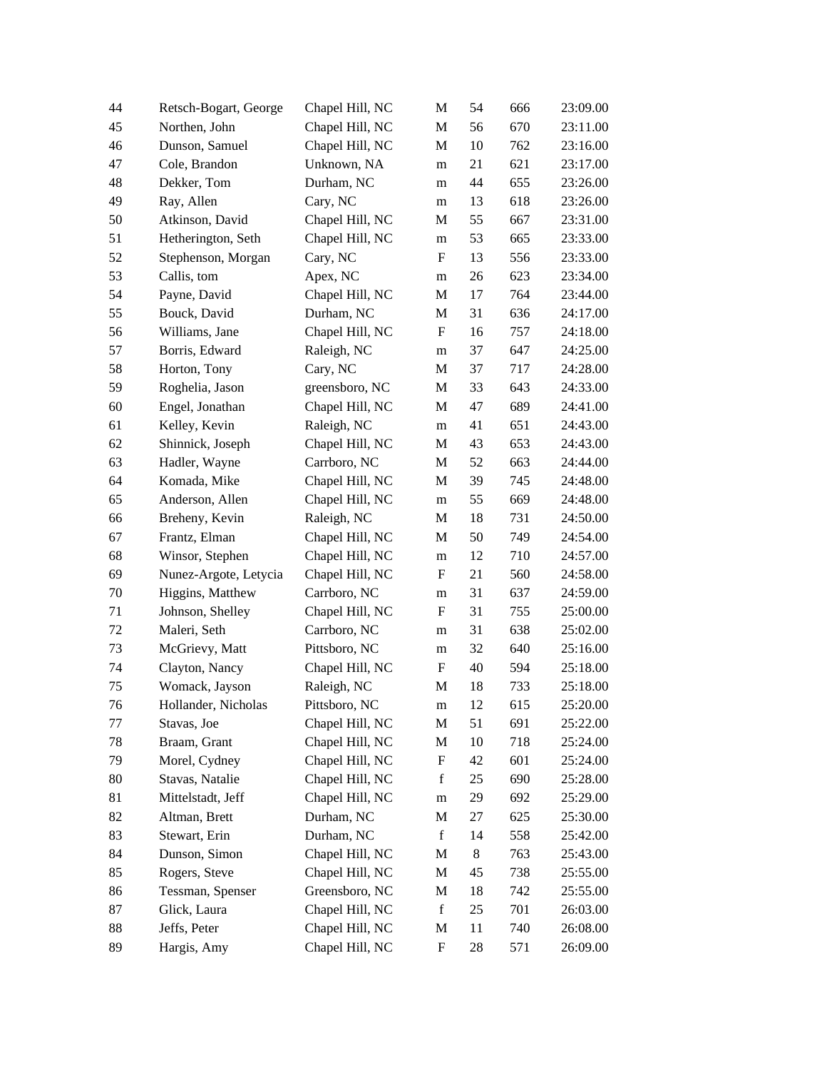| | | | | | | |
|---|---|---|---|---|---|---|
| 44 | Retsch-Bogart, George | Chapel Hill, NC | M | 54 | 666 | 23:09.00 |
| 45 | Northen, John | Chapel Hill, NC | M | 56 | 670 | 23:11.00 |
| 46 | Dunson, Samuel | Chapel Hill, NC | M | 10 | 762 | 23:16.00 |
| 47 | Cole, Brandon | Unknown, NA | m | 21 | 621 | 23:17.00 |
| 48 | Dekker, Tom | Durham, NC | m | 44 | 655 | 23:26.00 |
| 49 | Ray, Allen | Cary, NC | m | 13 | 618 | 23:26.00 |
| 50 | Atkinson, David | Chapel Hill, NC | M | 55 | 667 | 23:31.00 |
| 51 | Hetherington, Seth | Chapel Hill, NC | m | 53 | 665 | 23:33.00 |
| 52 | Stephenson, Morgan | Cary, NC | F | 13 | 556 | 23:33.00 |
| 53 | Callis, tom | Apex, NC | m | 26 | 623 | 23:34.00 |
| 54 | Payne, David | Chapel Hill, NC | M | 17 | 764 | 23:44.00 |
| 55 | Bouck, David | Durham, NC | M | 31 | 636 | 24:17.00 |
| 56 | Williams, Jane | Chapel Hill, NC | F | 16 | 757 | 24:18.00 |
| 57 | Borris, Edward | Raleigh, NC | m | 37 | 647 | 24:25.00 |
| 58 | Horton, Tony | Cary, NC | M | 37 | 717 | 24:28.00 |
| 59 | Roghelia, Jason | greensboro, NC | M | 33 | 643 | 24:33.00 |
| 60 | Engel, Jonathan | Chapel Hill, NC | M | 47 | 689 | 24:41.00 |
| 61 | Kelley, Kevin | Raleigh, NC | m | 41 | 651 | 24:43.00 |
| 62 | Shinnick, Joseph | Chapel Hill, NC | M | 43 | 653 | 24:43.00 |
| 63 | Hadler, Wayne | Carrboro, NC | M | 52 | 663 | 24:44.00 |
| 64 | Komada, Mike | Chapel Hill, NC | M | 39 | 745 | 24:48.00 |
| 65 | Anderson, Allen | Chapel Hill, NC | m | 55 | 669 | 24:48.00 |
| 66 | Breheny, Kevin | Raleigh, NC | M | 18 | 731 | 24:50.00 |
| 67 | Frantz, Elman | Chapel Hill, NC | M | 50 | 749 | 24:54.00 |
| 68 | Winsor, Stephen | Chapel Hill, NC | m | 12 | 710 | 24:57.00 |
| 69 | Nunez-Argote, Letycia | Chapel Hill, NC | F | 21 | 560 | 24:58.00 |
| 70 | Higgins, Matthew | Carrboro, NC | m | 31 | 637 | 24:59.00 |
| 71 | Johnson, Shelley | Chapel Hill, NC | F | 31 | 755 | 25:00.00 |
| 72 | Maleri, Seth | Carrboro, NC | m | 31 | 638 | 25:02.00 |
| 73 | McGrievy, Matt | Pittsboro, NC | m | 32 | 640 | 25:16.00 |
| 74 | Clayton, Nancy | Chapel Hill, NC | F | 40 | 594 | 25:18.00 |
| 75 | Womack, Jayson | Raleigh, NC | M | 18 | 733 | 25:18.00 |
| 76 | Hollander, Nicholas | Pittsboro, NC | m | 12 | 615 | 25:20.00 |
| 77 | Stavas, Joe | Chapel Hill, NC | M | 51 | 691 | 25:22.00 |
| 78 | Braam, Grant | Chapel Hill, NC | M | 10 | 718 | 25:24.00 |
| 79 | Morel, Cydney | Chapel Hill, NC | F | 42 | 601 | 25:24.00 |
| 80 | Stavas, Natalie | Chapel Hill, NC | f | 25 | 690 | 25:28.00 |
| 81 | Mittelstadt, Jeff | Chapel Hill, NC | m | 29 | 692 | 25:29.00 |
| 82 | Altman, Brett | Durham, NC | M | 27 | 625 | 25:30.00 |
| 83 | Stewart, Erin | Durham, NC | f | 14 | 558 | 25:42.00 |
| 84 | Dunson, Simon | Chapel Hill, NC | M | 8 | 763 | 25:43.00 |
| 85 | Rogers, Steve | Chapel Hill, NC | M | 45 | 738 | 25:55.00 |
| 86 | Tessman, Spenser | Greensboro, NC | M | 18 | 742 | 25:55.00 |
| 87 | Glick, Laura | Chapel Hill, NC | f | 25 | 701 | 26:03.00 |
| 88 | Jeffs, Peter | Chapel Hill, NC | M | 11 | 740 | 26:08.00 |
| 89 | Hargis, Amy | Chapel Hill, NC | F | 28 | 571 | 26:09.00 |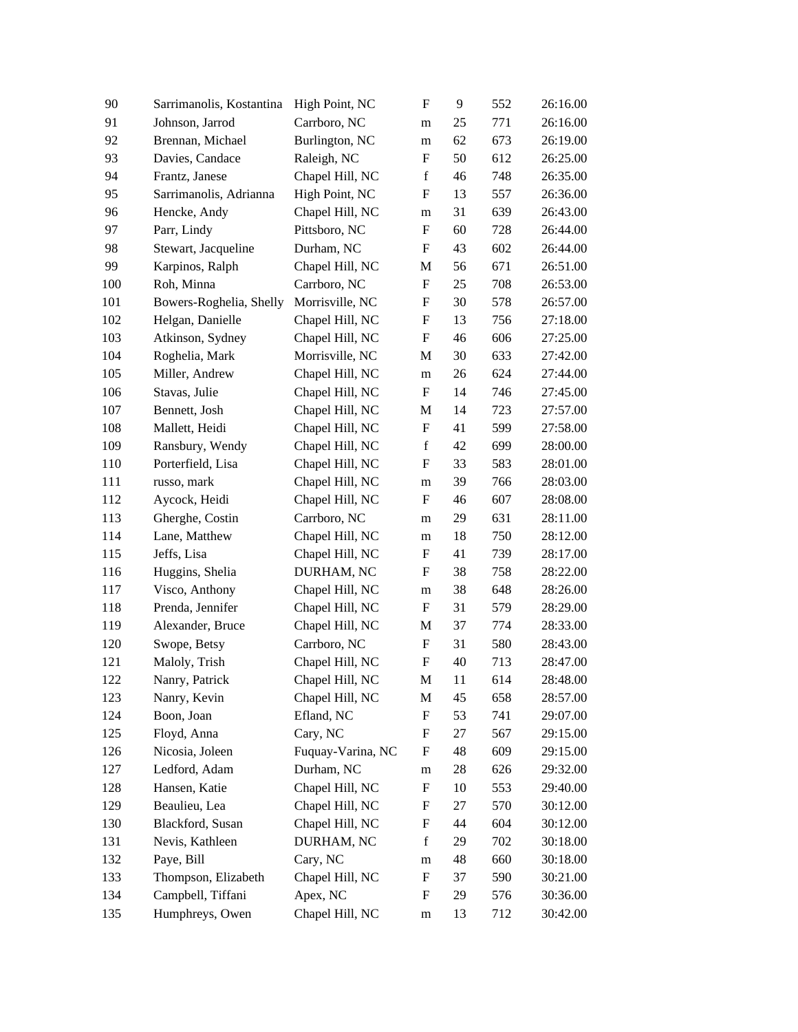| | | | | | | |
|---|---|---|---|---|---|---|
| 90 | Sarrimanolis, Kostantina | High Point, NC | F | 9 | 552 | 26:16.00 |
| 91 | Johnson, Jarrod | Carrboro, NC | m | 25 | 771 | 26:16.00 |
| 92 | Brennan, Michael | Burlington, NC | m | 62 | 673 | 26:19.00 |
| 93 | Davies, Candace | Raleigh, NC | F | 50 | 612 | 26:25.00 |
| 94 | Frantz, Janese | Chapel Hill, NC | f | 46 | 748 | 26:35.00 |
| 95 | Sarrimanolis, Adrianna | High Point, NC | F | 13 | 557 | 26:36.00 |
| 96 | Hencke, Andy | Chapel Hill, NC | m | 31 | 639 | 26:43.00 |
| 97 | Parr, Lindy | Pittsboro, NC | F | 60 | 728 | 26:44.00 |
| 98 | Stewart, Jacqueline | Durham, NC | F | 43 | 602 | 26:44.00 |
| 99 | Karpinos, Ralph | Chapel Hill, NC | M | 56 | 671 | 26:51.00 |
| 100 | Roh, Minna | Carrboro, NC | F | 25 | 708 | 26:53.00 |
| 101 | Bowers-Roghelia, Shelly | Morrisville, NC | F | 30 | 578 | 26:57.00 |
| 102 | Helgan, Danielle | Chapel Hill, NC | F | 13 | 756 | 27:18.00 |
| 103 | Atkinson, Sydney | Chapel Hill, NC | F | 46 | 606 | 27:25.00 |
| 104 | Roghelia, Mark | Morrisville, NC | M | 30 | 633 | 27:42.00 |
| 105 | Miller, Andrew | Chapel Hill, NC | m | 26 | 624 | 27:44.00 |
| 106 | Stavas, Julie | Chapel Hill, NC | F | 14 | 746 | 27:45.00 |
| 107 | Bennett, Josh | Chapel Hill, NC | M | 14 | 723 | 27:57.00 |
| 108 | Mallett, Heidi | Chapel Hill, NC | F | 41 | 599 | 27:58.00 |
| 109 | Ransbury, Wendy | Chapel Hill, NC | f | 42 | 699 | 28:00.00 |
| 110 | Porterfield, Lisa | Chapel Hill, NC | F | 33 | 583 | 28:01.00 |
| 111 | russo, mark | Chapel Hill, NC | m | 39 | 766 | 28:03.00 |
| 112 | Aycock, Heidi | Chapel Hill, NC | F | 46 | 607 | 28:08.00 |
| 113 | Gherghe, Costin | Carrboro, NC | m | 29 | 631 | 28:11.00 |
| 114 | Lane, Matthew | Chapel Hill, NC | m | 18 | 750 | 28:12.00 |
| 115 | Jeffs, Lisa | Chapel Hill, NC | F | 41 | 739 | 28:17.00 |
| 116 | Huggins, Shelia | DURHAM, NC | F | 38 | 758 | 28:22.00 |
| 117 | Visco, Anthony | Chapel Hill, NC | m | 38 | 648 | 28:26.00 |
| 118 | Prenda, Jennifer | Chapel Hill, NC | F | 31 | 579 | 28:29.00 |
| 119 | Alexander, Bruce | Chapel Hill, NC | M | 37 | 774 | 28:33.00 |
| 120 | Swope, Betsy | Carrboro, NC | F | 31 | 580 | 28:43.00 |
| 121 | Maloly, Trish | Chapel Hill, NC | F | 40 | 713 | 28:47.00 |
| 122 | Nanry, Patrick | Chapel Hill, NC | M | 11 | 614 | 28:48.00 |
| 123 | Nanry, Kevin | Chapel Hill, NC | M | 45 | 658 | 28:57.00 |
| 124 | Boon, Joan | Efland, NC | F | 53 | 741 | 29:07.00 |
| 125 | Floyd, Anna | Cary, NC | F | 27 | 567 | 29:15.00 |
| 126 | Nicosia, Joleen | Fuquay-Varina, NC | F | 48 | 609 | 29:15.00 |
| 127 | Ledford, Adam | Durham, NC | m | 28 | 626 | 29:32.00 |
| 128 | Hansen, Katie | Chapel Hill, NC | F | 10 | 553 | 29:40.00 |
| 129 | Beaulieu, Lea | Chapel Hill, NC | F | 27 | 570 | 30:12.00 |
| 130 | Blackford, Susan | Chapel Hill, NC | F | 44 | 604 | 30:12.00 |
| 131 | Nevis, Kathleen | DURHAM, NC | f | 29 | 702 | 30:18.00 |
| 132 | Paye, Bill | Cary, NC | m | 48 | 660 | 30:18.00 |
| 133 | Thompson, Elizabeth | Chapel Hill, NC | F | 37 | 590 | 30:21.00 |
| 134 | Campbell, Tiffani | Apex, NC | F | 29 | 576 | 30:36.00 |
| 135 | Humphreys, Owen | Chapel Hill, NC | m | 13 | 712 | 30:42.00 |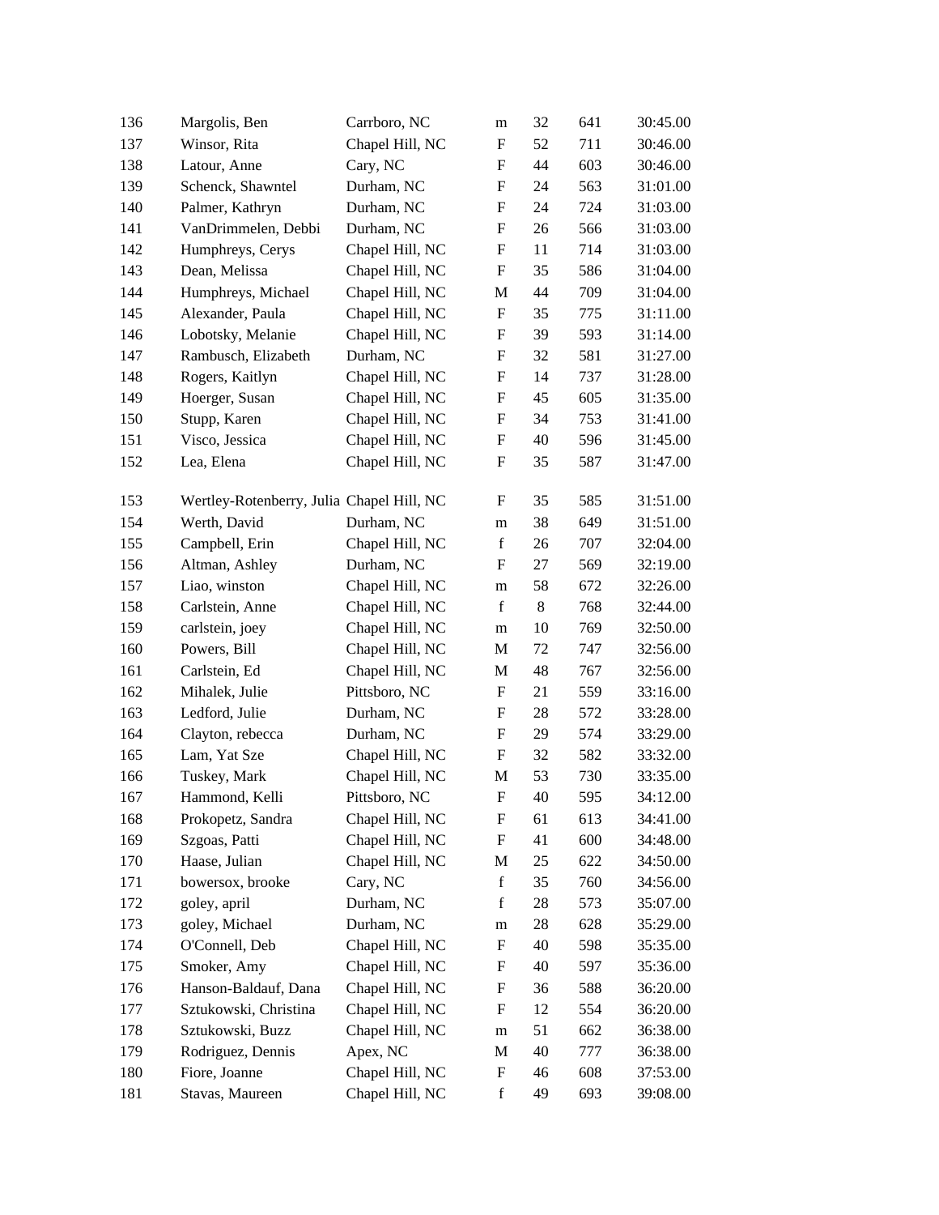| | | | | | | |
|---|---|---|---|---|---|---|
| 136 | Margolis, Ben | Carrboro, NC | m | 32 | 641 | 30:45.00 |
| 137 | Winsor, Rita | Chapel Hill, NC | F | 52 | 711 | 30:46.00 |
| 138 | Latour, Anne | Cary, NC | F | 44 | 603 | 30:46.00 |
| 139 | Schenck, Shawntel | Durham, NC | F | 24 | 563 | 31:01.00 |
| 140 | Palmer, Kathryn | Durham, NC | F | 24 | 724 | 31:03.00 |
| 141 | VanDrimmelen, Debbi | Durham, NC | F | 26 | 566 | 31:03.00 |
| 142 | Humphreys, Cerys | Chapel Hill, NC | F | 11 | 714 | 31:03.00 |
| 143 | Dean, Melissa | Chapel Hill, NC | F | 35 | 586 | 31:04.00 |
| 144 | Humphreys, Michael | Chapel Hill, NC | M | 44 | 709 | 31:04.00 |
| 145 | Alexander, Paula | Chapel Hill, NC | F | 35 | 775 | 31:11.00 |
| 146 | Lobotsky, Melanie | Chapel Hill, NC | F | 39 | 593 | 31:14.00 |
| 147 | Rambusch, Elizabeth | Durham, NC | F | 32 | 581 | 31:27.00 |
| 148 | Rogers, Kaitlyn | Chapel Hill, NC | F | 14 | 737 | 31:28.00 |
| 149 | Hoerger, Susan | Chapel Hill, NC | F | 45 | 605 | 31:35.00 |
| 150 | Stupp, Karen | Chapel Hill, NC | F | 34 | 753 | 31:41.00 |
| 151 | Visco, Jessica | Chapel Hill, NC | F | 40 | 596 | 31:45.00 |
| 152 | Lea, Elena | Chapel Hill, NC | F | 35 | 587 | 31:47.00 |
| 153 | Wertley-Rotenberry, Julia | Chapel Hill, NC | F | 35 | 585 | 31:51.00 |
| 154 | Werth, David | Durham, NC | m | 38 | 649 | 31:51.00 |
| 155 | Campbell, Erin | Chapel Hill, NC | f | 26 | 707 | 32:04.00 |
| 156 | Altman, Ashley | Durham, NC | F | 27 | 569 | 32:19.00 |
| 157 | Liao, winston | Chapel Hill, NC | m | 58 | 672 | 32:26.00 |
| 158 | Carlstein, Anne | Chapel Hill, NC | f | 8 | 768 | 32:44.00 |
| 159 | carlstein, joey | Chapel Hill, NC | m | 10 | 769 | 32:50.00 |
| 160 | Powers, Bill | Chapel Hill, NC | M | 72 | 747 | 32:56.00 |
| 161 | Carlstein, Ed | Chapel Hill, NC | M | 48 | 767 | 32:56.00 |
| 162 | Mihalek, Julie | Pittsboro, NC | F | 21 | 559 | 33:16.00 |
| 163 | Ledford, Julie | Durham, NC | F | 28 | 572 | 33:28.00 |
| 164 | Clayton, rebecca | Durham, NC | F | 29 | 574 | 33:29.00 |
| 165 | Lam, Yat Sze | Chapel Hill, NC | F | 32 | 582 | 33:32.00 |
| 166 | Tuskey, Mark | Chapel Hill, NC | M | 53 | 730 | 33:35.00 |
| 167 | Hammond, Kelli | Pittsboro, NC | F | 40 | 595 | 34:12.00 |
| 168 | Prokopetz, Sandra | Chapel Hill, NC | F | 61 | 613 | 34:41.00 |
| 169 | Szgoas, Patti | Chapel Hill, NC | F | 41 | 600 | 34:48.00 |
| 170 | Haase, Julian | Chapel Hill, NC | M | 25 | 622 | 34:50.00 |
| 171 | bowersox, brooke | Cary, NC | f | 35 | 760 | 34:56.00 |
| 172 | goley, april | Durham, NC | f | 28 | 573 | 35:07.00 |
| 173 | goley, Michael | Durham, NC | m | 28 | 628 | 35:29.00 |
| 174 | O'Connell, Deb | Chapel Hill, NC | F | 40 | 598 | 35:35.00 |
| 175 | Smoker, Amy | Chapel Hill, NC | F | 40 | 597 | 35:36.00 |
| 176 | Hanson-Baldauf, Dana | Chapel Hill, NC | F | 36 | 588 | 36:20.00 |
| 177 | Sztukowski, Christina | Chapel Hill, NC | F | 12 | 554 | 36:20.00 |
| 178 | Sztukowski, Buzz | Chapel Hill, NC | m | 51 | 662 | 36:38.00 |
| 179 | Rodriguez, Dennis | Apex, NC | M | 40 | 777 | 36:38.00 |
| 180 | Fiore, Joanne | Chapel Hill, NC | F | 46 | 608 | 37:53.00 |
| 181 | Stavas, Maureen | Chapel Hill, NC | f | 49 | 693 | 39:08.00 |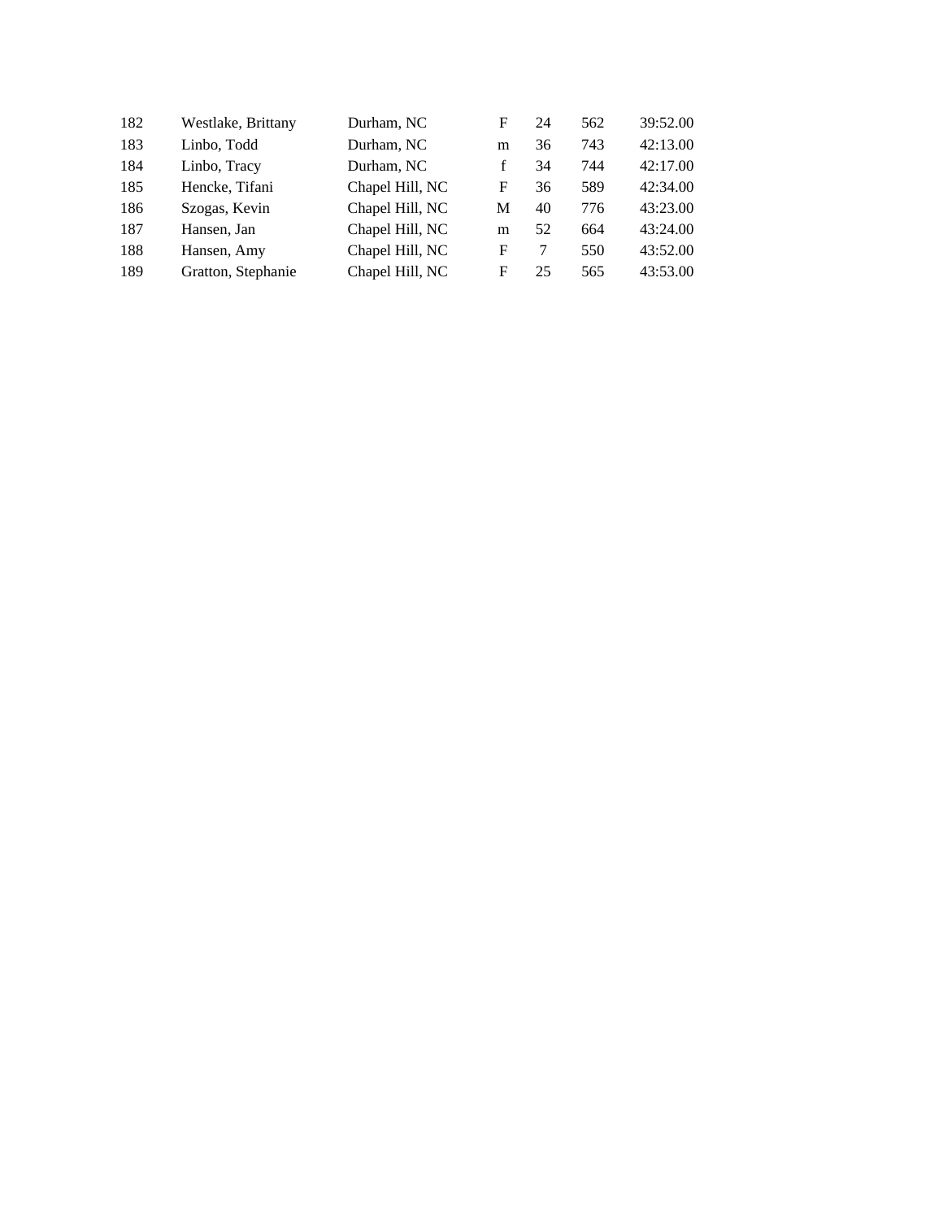| | | | | | | |
|---|---|---|---|---|---|---|
| 182 | Westlake, Brittany | Durham, NC | F | 24 | 562 | 39:52.00 |
| 183 | Linbo, Todd | Durham, NC | m | 36 | 743 | 42:13.00 |
| 184 | Linbo, Tracy | Durham, NC | f | 34 | 744 | 42:17.00 |
| 185 | Hencke, Tifani | Chapel Hill, NC | F | 36 | 589 | 42:34.00 |
| 186 | Szogas, Kevin | Chapel Hill, NC | M | 40 | 776 | 43:23.00 |
| 187 | Hansen, Jan | Chapel Hill, NC | m | 52 | 664 | 43:24.00 |
| 188 | Hansen, Amy | Chapel Hill, NC | F | 7 | 550 | 43:52.00 |
| 189 | Gratton, Stephanie | Chapel Hill, NC | F | 25 | 565 | 43:53.00 |